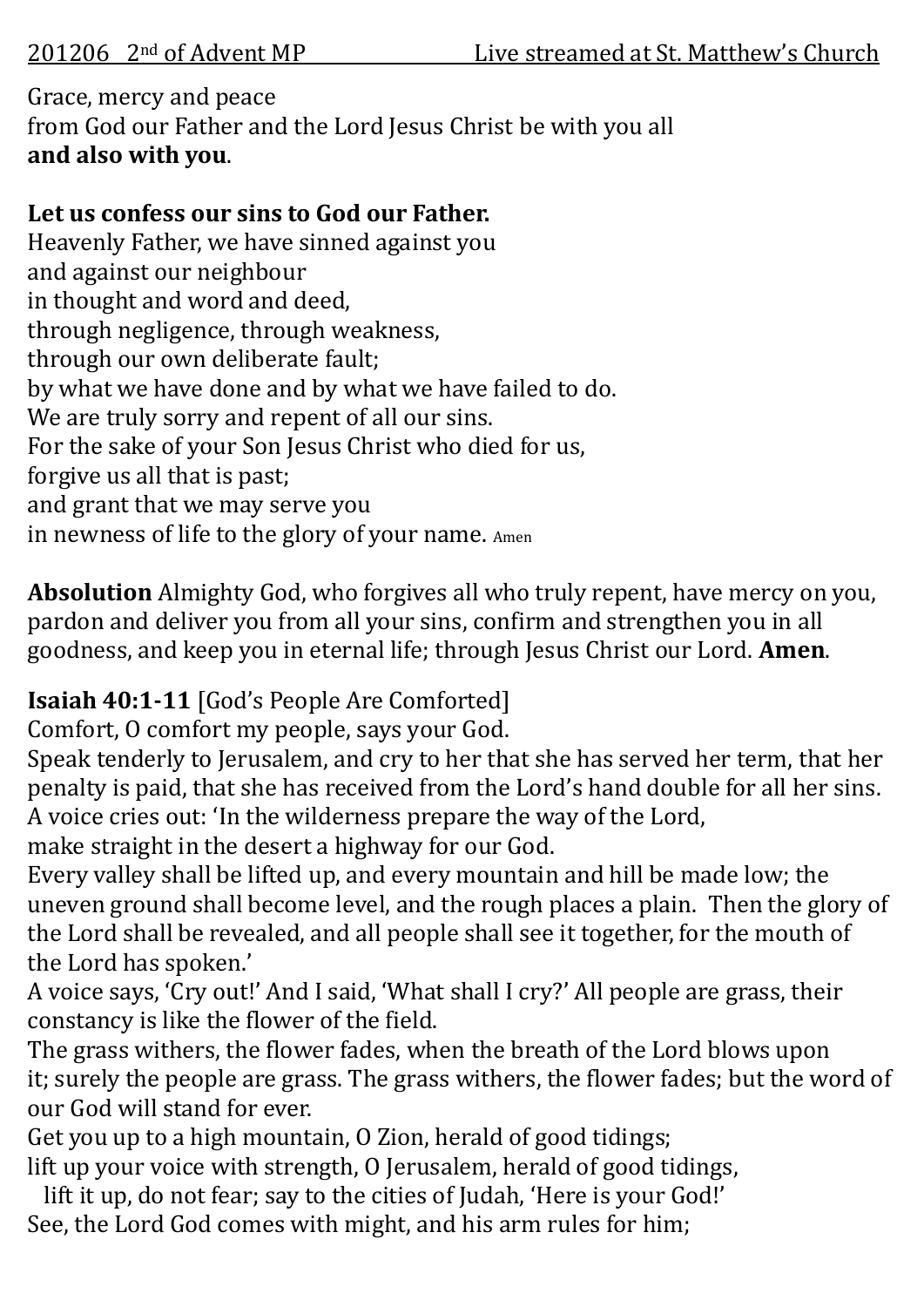201206 2nd of Advent MP Live streamed at St. Matthew's Church

Grace, mercy and peace
from God our Father and the Lord Jesus Christ be with you all
**and also with you**.

**Let us confess our sins to God our Father.**
Heavenly Father, we have sinned against you
and against our neighbour
in thought and word and deed,
through negligence, through weakness,
through our own deliberate fault;
by what we have done and by what we have failed to do.
We are truly sorry and repent of all our sins.
For the sake of your Son Jesus Christ who died for us,
forgive us all that is past;
and grant that we may serve you
in newness of life to the glory of your name. Amen

**Absolution** Almighty God, who forgives all who truly repent, have mercy on you, pardon and deliver you from all your sins, confirm and strengthen you in all goodness, and keep you in eternal life; through Jesus Christ our Lord. **Amen**.

**Isaiah 40:1-11** [God's People Are Comforted]
Comfort, O comfort my people, says your God.
Speak tenderly to Jerusalem, and cry to her that she has served her term, that her penalty is paid, that she has received from the Lord's hand double for all her sins.
A voice cries out: 'In the wilderness prepare the way of the Lord,
make straight in the desert a highway for our God.
Every valley shall be lifted up, and every mountain and hill be made low; the uneven ground shall become level, and the rough places a plain. Then the glory of the Lord shall be revealed, and all people shall see it together, for the mouth of the Lord has spoken.'
A voice says, 'Cry out!' And I said, 'What shall I cry?' All people are grass, their constancy is like the flower of the field.
The grass withers, the flower fades, when the breath of the Lord blows upon it; surely the people are grass. The grass withers, the flower fades; but the word of our God will stand for ever.
Get you up to a high mountain, O Zion, herald of good tidings;
lift up your voice with strength, O Jerusalem, herald of good tidings,
lift it up, do not fear; say to the cities of Judah, 'Here is your God!'
See, the Lord God comes with might, and his arm rules for him;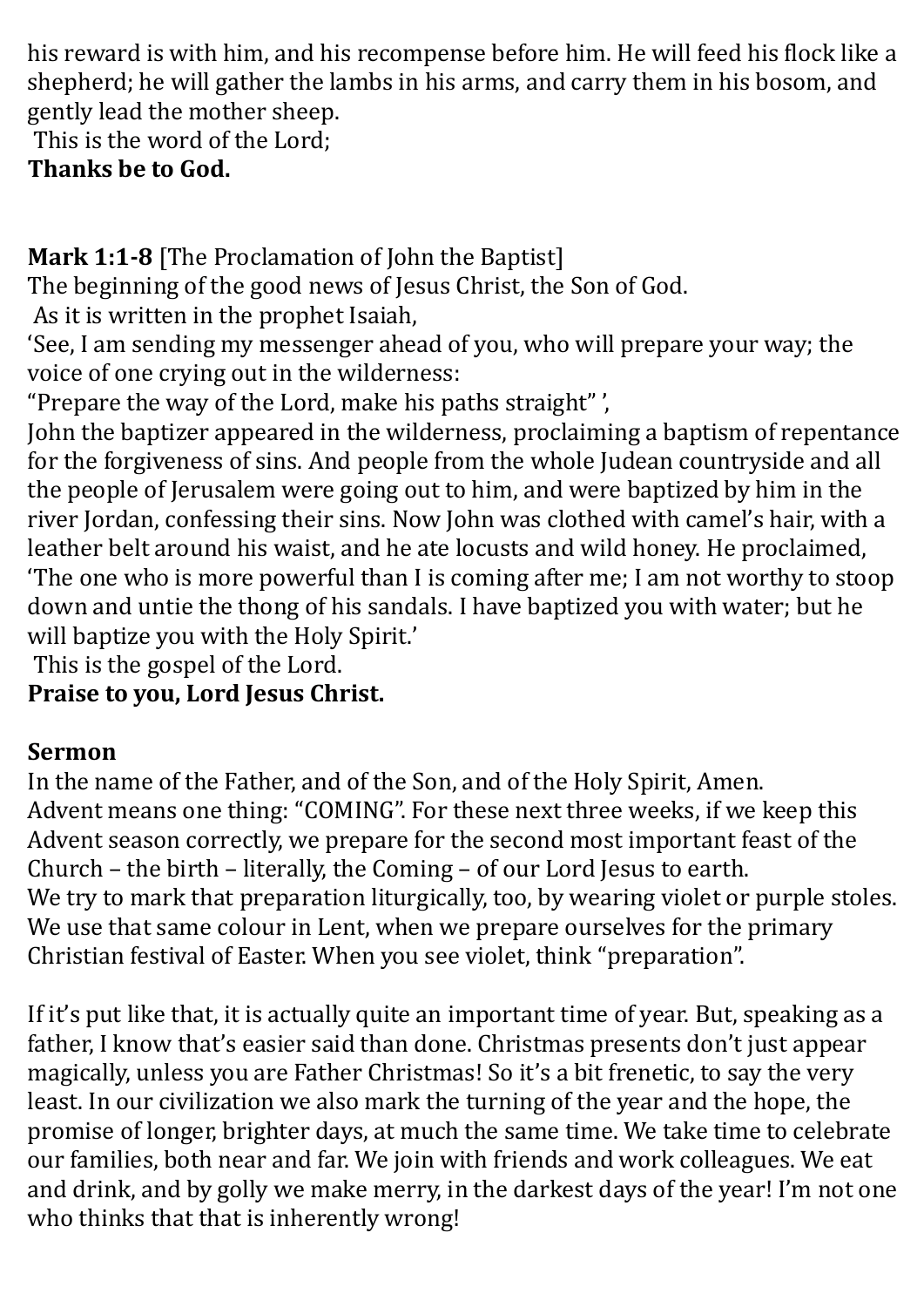his reward is with him, and his recompense before him. He will feed his flock like a shepherd; he will gather the lambs in his arms, and carry them in his bosom, and gently lead the mother sheep.
This is the word of the Lord;
**Thanks be to God.**

**Mark 1:1-8** [The Proclamation of John the Baptist]
The beginning of the good news of Jesus Christ, the Son of God.
As it is written in the prophet Isaiah,
'See, I am sending my messenger ahead of you, who will prepare your way; the voice of one crying out in the wilderness:
"Prepare the way of the Lord, make his paths straight" ',
John the baptizer appeared in the wilderness, proclaiming a baptism of repentance for the forgiveness of sins. And people from the whole Judean countryside and all the people of Jerusalem were going out to him, and were baptized by him in the river Jordan, confessing their sins. Now John was clothed with camel's hair, with a leather belt around his waist, and he ate locusts and wild honey. He proclaimed, 'The one who is more powerful than I is coming after me; I am not worthy to stoop down and untie the thong of his sandals. I have baptized you with water; but he will baptize you with the Holy Spirit.'
This is the gospel of the Lord.
**Praise to you, Lord Jesus Christ.**

**Sermon**
In the name of the Father, and of the Son, and of the Holy Spirit, Amen.
Advent means one thing: "COMING". For these next three weeks, if we keep this Advent season correctly, we prepare for the second most important feast of the Church – the birth – literally, the Coming – of our Lord Jesus to earth.
We try to mark that preparation liturgically, too, by wearing violet or purple stoles. We use that same colour in Lent, when we prepare ourselves for the primary Christian festival of Easter. When you see violet, think "preparation".

If it's put like that, it is actually quite an important time of year. But, speaking as a father, I know that's easier said than done. Christmas presents don't just appear magically, unless you are Father Christmas! So it's a bit frenetic, to say the very least. In our civilization we also mark the turning of the year and the hope, the promise of longer, brighter days, at much the same time. We take time to celebrate our families, both near and far. We join with friends and work colleagues. We eat and drink, and by golly we make merry, in the darkest days of the year! I'm not one who thinks that that is inherently wrong!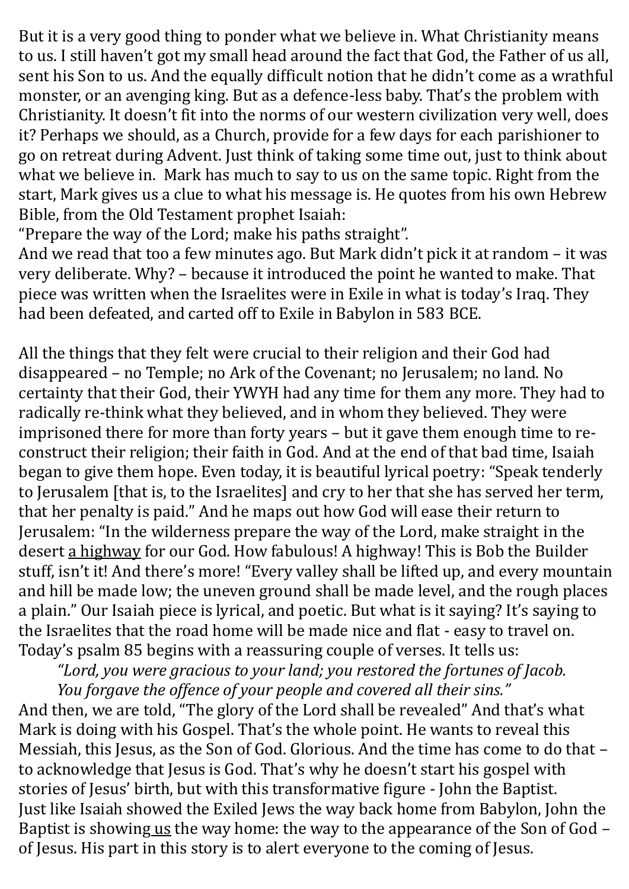But it is a very good thing to ponder what we believe in. What Christianity means to us. I still haven't got my small head around the fact that God, the Father of us all, sent his Son to us. And the equally difficult notion that he didn't come as a wrathful monster, or an avenging king. But as a defence-less baby. That's the problem with Christianity. It doesn't fit into the norms of our western civilization very well, does it? Perhaps we should, as a Church, provide for a few days for each parishioner to go on retreat during Advent. Just think of taking some time out, just to think about what we believe in. Mark has much to say to us on the same topic. Right from the start, Mark gives us a clue to what his message is. He quotes from his own Hebrew Bible, from the Old Testament prophet Isaiah:
"Prepare the way of the Lord; make his paths straight".
And we read that too a few minutes ago. But Mark didn't pick it at random – it was very deliberate. Why? – because it introduced the point he wanted to make. That piece was written when the Israelites were in Exile in what is today's Iraq. They had been defeated, and carted off to Exile in Babylon in 583 BCE.

All the things that they felt were crucial to their religion and their God had disappeared – no Temple; no Ark of the Covenant; no Jerusalem; no land. No certainty that their God, their YWYH had any time for them any more. They had to radically re-think what they believed, and in whom they believed. They were imprisoned there for more than forty years – but it gave them enough time to re-construct their religion; their faith in God. And at the end of that bad time, Isaiah began to give them hope. Even today, it is beautiful lyrical poetry: "Speak tenderly to Jerusalem [that is, to the Israelites] and cry to her that she has served her term, that her penalty is paid." And he maps out how God will ease their return to Jerusalem: "In the wilderness prepare the way of the Lord, make straight in the desert <u>a highway</u> for our God. How fabulous! A highway! This is Bob the Builder stuff, isn't it! And there's more! "Every valley shall be lifted up, and every mountain and hill be made low; the uneven ground shall be made level, and the rough places a plain." Our Isaiah piece is lyrical, and poetic. But what is it saying? It's saying to the Israelites that the road home will be made nice and flat - easy to travel on. Today's psalm 85 begins with a reassuring couple of verses. It tells us:

> *"Lord, you were gracious to your land; you restored the fortunes of Jacob.*
> *You forgave the offence of your people and covered all their sins."*

And then, we are told, "The glory of the Lord shall be revealed" And that's what Mark is doing with his Gospel. That's the whole point. He wants to reveal this Messiah, this Jesus, as the Son of God. Glorious. And the time has come to do that – to acknowledge that Jesus is God. That's why he doesn't start his gospel with stories of Jesus' birth, but with this transformative figure - John the Baptist.
Just like Isaiah showed the Exiled Jews the way back home from Babylon, John the Baptist is showing <u>us</u> the way home: the way to the appearance of the Son of God – of Jesus. His part in this story is to alert everyone to the coming of Jesus.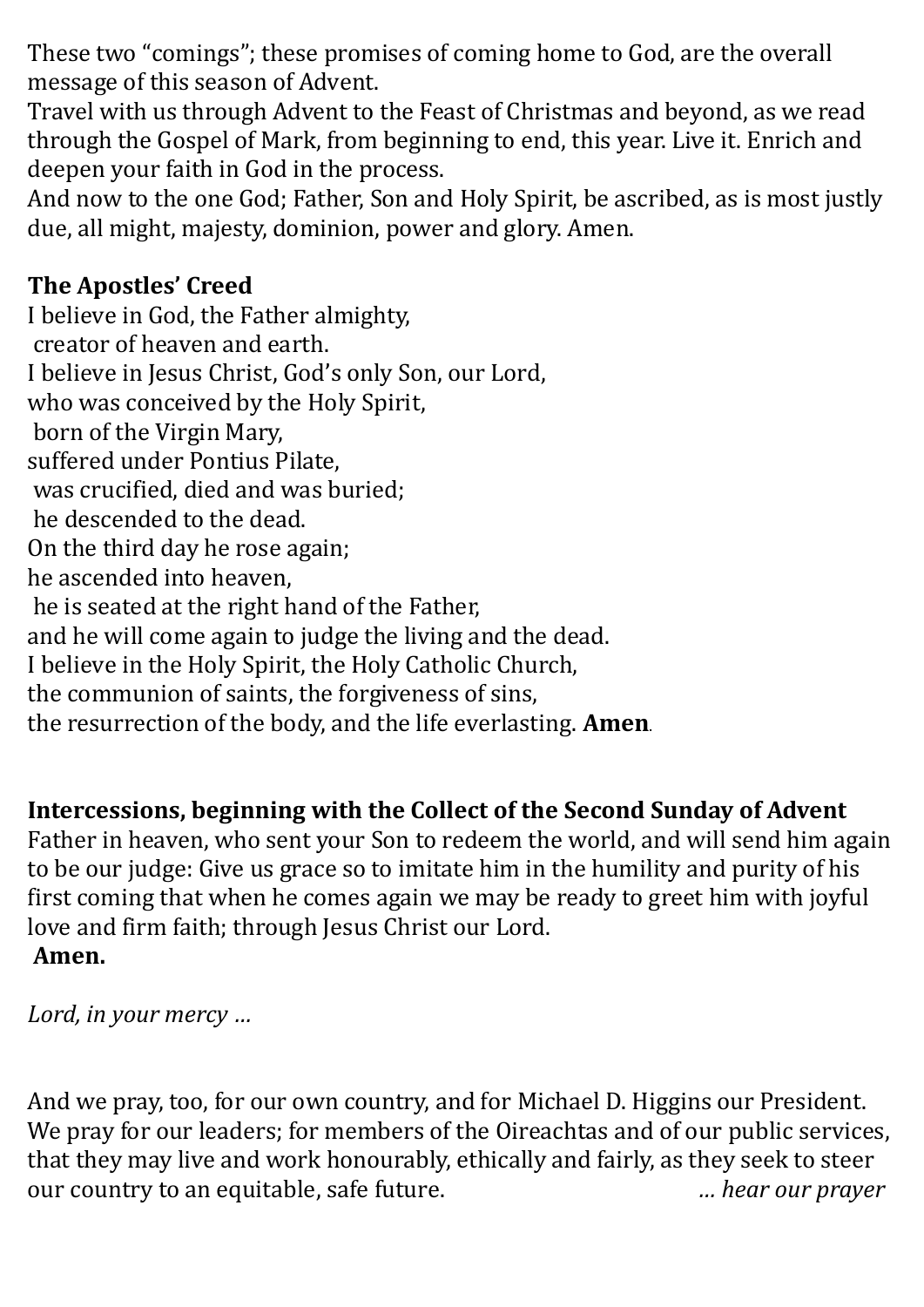These two "comings"; these promises of coming home to God, are the overall message of this season of Advent.
Travel with us through Advent to the Feast of Christmas and beyond, as we read through the Gospel of Mark, from beginning to end, this year. Live it. Enrich and deepen your faith in God in the process.
And now to the one God; Father, Son and Holy Spirit, be ascribed, as is most justly due, all might, majesty, dominion, power and glory. Amen.

**The Apostles' Creed**
I believe in God, the Father almighty,
creator of heaven and earth.
I believe in Jesus Christ, God's only Son, our Lord,
who was conceived by the Holy Spirit,
born of the Virgin Mary,
suffered under Pontius Pilate,
was crucified, died and was buried;
he descended to the dead.
On the third day he rose again;
he ascended into heaven,
he is seated at the right hand of the Father,
and he will come again to judge the living and the dead.
I believe in the Holy Spirit, the Holy Catholic Church,
the communion of saints, the forgiveness of sins,
the resurrection of the body, and the life everlasting. **Amen**.

**Intercessions, beginning with the Collect of the Second Sunday of Advent**
Father in heaven, who sent your Son to redeem the world, and will send him again to be our judge: Give us grace so to imitate him in the humility and purity of his first coming that when he comes again we may be ready to greet him with joyful love and firm faith; through Jesus Christ our Lord.
**Amen.**

*Lord, in your mercy …*

And we pray, too, for our own country, and for Michael D. Higgins our President. We pray for our leaders; for members of the Oireachtas and of our public services, that they may live and work honourably, ethically and fairly, as they seek to steer our country to an equitable, safe future. *… hear our prayer*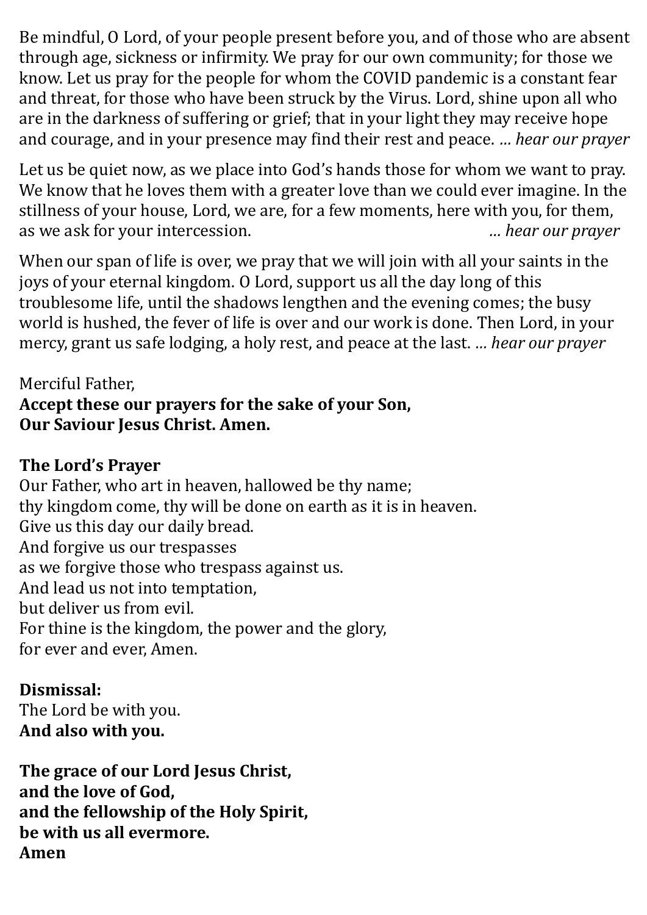Be mindful, O Lord, of your people present before you, and of those who are absent through age, sickness or infirmity. We pray for our own community; for those we know. Let us pray for the people for whom the COVID pandemic is a constant fear and threat, for those who have been struck by the Virus. Lord, shine upon all who are in the darkness of suffering or grief; that in your light they may receive hope and courage, and in your presence may find their rest and peace. *... hear our prayer*

Let us be quiet now, as we place into God's hands those for whom we want to pray. We know that he loves them with a greater love than we could ever imagine. In the stillness of your house, Lord, we are, for a few moments, here with you, for them, as we ask for your intercession. *... hear our prayer*

When our span of life is over, we pray that we will join with all your saints in the joys of your eternal kingdom. O Lord, support us all the day long of this troublesome life, until the shadows lengthen and the evening comes; the busy world is hushed, the fever of life is over and our work is done. Then Lord, in your mercy, grant us safe lodging, a holy rest, and peace at the last. *... hear our prayer*

Merciful Father,
**Accept these our prayers for the sake of your Son,**
**Our Saviour Jesus Christ. Amen.**

**The Lord's Prayer**
Our Father, who art in heaven, hallowed be thy name;
thy kingdom come, thy will be done on earth as it is in heaven.
Give us this day our daily bread.
And forgive us our trespasses
as we forgive those who trespass against us.
And lead us not into temptation,
but deliver us from evil.
For thine is the kingdom, the power and the glory,
for ever and ever, Amen.

**Dismissal:**
The Lord be with you.
**And also with you.**

**The grace of our Lord Jesus Christ,**
**and the love of God,**
**and the fellowship of the Holy Spirit,**
**be with us all evermore.**
**Amen**